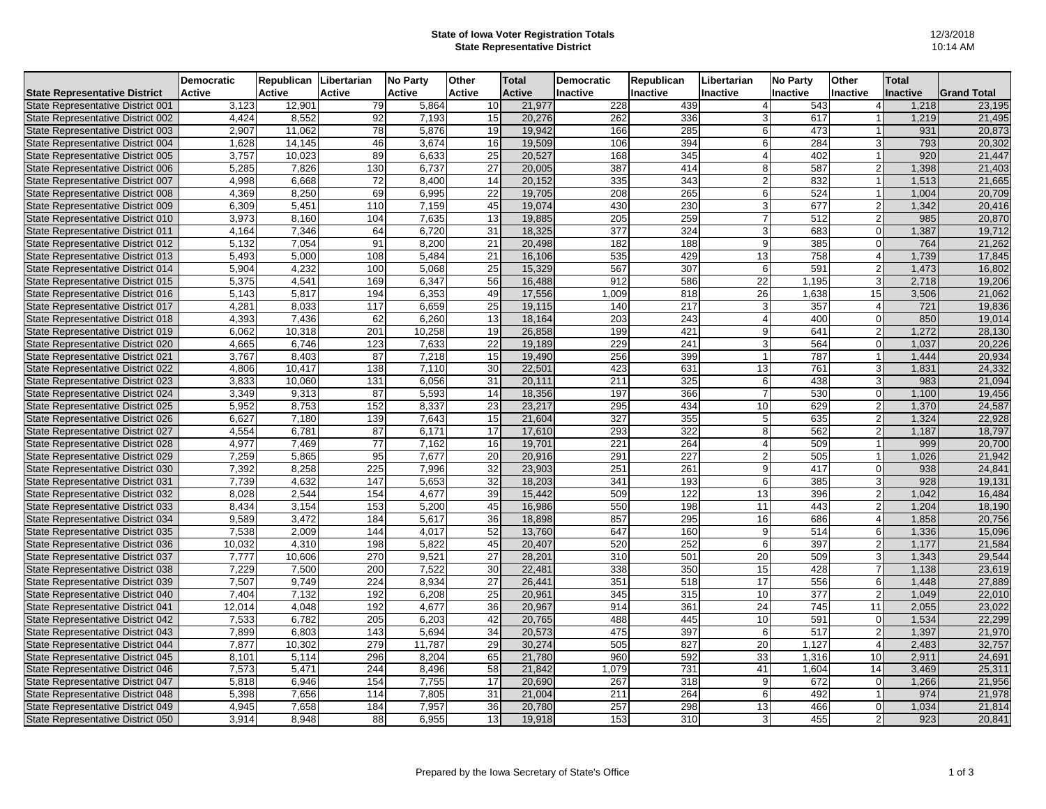**State of Iowa Voter Registration Totals**
**State Representative District**

12/3/2018
10:14 AM

| State Representative District | Democratic Active | Republican Active | Libertarian Active | No Party Active | Other Active | Total Active | Democratic Inactive | Republican Inactive | Libertarian Inactive | No Party Inactive | Other Inactive | Total Inactive | Grand Total |
|---|---|---|---|---|---|---|---|---|---|---|---|---|---|
| State Representative District 001 | 3,123 | 12,901 | 79 | 5,864 | 10 | 21,977 | 228 | 439 | 4 | 543 | 4 | 1,218 | 23,195 |
| State Representative District 002 | 4,424 | 8,552 | 92 | 7,193 | 15 | 20,276 | 262 | 336 | 3 | 617 | 1 | 1,219 | 21,495 |
| State Representative District 003 | 2,907 | 11,062 | 78 | 5,876 | 19 | 19,942 | 166 | 285 | 6 | 473 | 1 | 931 | 20,873 |
| State Representative District 004 | 1,628 | 14,145 | 46 | 3,674 | 16 | 19,509 | 106 | 394 | 6 | 284 | 3 | 793 | 20,302 |
| State Representative District 005 | 3,757 | 10,023 | 89 | 6,633 | 25 | 20,527 | 168 | 345 | 4 | 402 | 1 | 920 | 21,447 |
| State Representative District 006 | 5,285 | 7,826 | 130 | 6,737 | 27 | 20,005 | 387 | 414 | 8 | 587 | 2 | 1,398 | 21,403 |
| State Representative District 007 | 4,998 | 6,668 | 72 | 8,400 | 14 | 20,152 | 335 | 343 | 2 | 832 | 1 | 1,513 | 21,665 |
| State Representative District 008 | 4,369 | 8,250 | 69 | 6,995 | 22 | 19,705 | 208 | 265 | 6 | 524 | 1 | 1,004 | 20,709 |
| State Representative District 009 | 6,309 | 5,451 | 110 | 7,159 | 45 | 19,074 | 430 | 230 | 3 | 677 | 2 | 1,342 | 20,416 |
| State Representative District 010 | 3,973 | 8,160 | 104 | 7,635 | 13 | 19,885 | 205 | 259 | 7 | 512 | 2 | 985 | 20,870 |
| State Representative District 011 | 4,164 | 7,346 | 64 | 6,720 | 31 | 18,325 | 377 | 324 | 3 | 683 | 0 | 1,387 | 19,712 |
| State Representative District 012 | 5,132 | 7,054 | 91 | 8,200 | 21 | 20,498 | 182 | 188 | 9 | 385 | 0 | 764 | 21,262 |
| State Representative District 013 | 5,493 | 5,000 | 108 | 5,484 | 21 | 16,106 | 535 | 429 | 13 | 758 | 4 | 1,739 | 17,845 |
| State Representative District 014 | 5,904 | 4,232 | 100 | 5,068 | 25 | 15,329 | 567 | 307 | 6 | 591 | 2 | 1,473 | 16,802 |
| State Representative District 015 | 5,375 | 4,541 | 169 | 6,347 | 56 | 16,488 | 912 | 586 | 22 | 1,195 | 3 | 2,718 | 19,206 |
| State Representative District 016 | 5,143 | 5,817 | 194 | 6,353 | 49 | 17,556 | 1,009 | 818 | 26 | 1,638 | 15 | 3,506 | 21,062 |
| State Representative District 017 | 4,281 | 8,033 | 117 | 6,659 | 25 | 19,115 | 140 | 217 | 3 | 357 | 4 | 721 | 19,836 |
| State Representative District 018 | 4,393 | 7,436 | 62 | 6,260 | 13 | 18,164 | 203 | 243 | 4 | 400 | 0 | 850 | 19,014 |
| State Representative District 019 | 6,062 | 10,318 | 201 | 10,258 | 19 | 26,858 | 199 | 421 | 9 | 641 | 2 | 1,272 | 28,130 |
| State Representative District 020 | 4,665 | 6,746 | 123 | 7,633 | 22 | 19,189 | 229 | 241 | 3 | 564 | 0 | 1,037 | 20,226 |
| State Representative District 021 | 3,767 | 8,403 | 87 | 7,218 | 15 | 19,490 | 256 | 399 | 1 | 787 | 1 | 1,444 | 20,934 |
| State Representative District 022 | 4,806 | 10,417 | 138 | 7,110 | 30 | 22,501 | 423 | 631 | 13 | 761 | 3 | 1,831 | 24,332 |
| State Representative District 023 | 3,833 | 10,060 | 131 | 6,056 | 31 | 20,111 | 211 | 325 | 6 | 438 | 3 | 983 | 21,094 |
| State Representative District 024 | 3,349 | 9,313 | 87 | 5,593 | 14 | 18,356 | 197 | 366 | 7 | 530 | 0 | 1,100 | 19,456 |
| State Representative District 025 | 5,952 | 8,753 | 152 | 8,337 | 23 | 23,217 | 295 | 434 | 10 | 629 | 2 | 1,370 | 24,587 |
| State Representative District 026 | 6,627 | 7,180 | 139 | 7,643 | 15 | 21,604 | 327 | 355 | 5 | 635 | 2 | 1,324 | 22,928 |
| State Representative District 027 | 4,554 | 6,781 | 87 | 6,171 | 17 | 17,610 | 293 | 322 | 8 | 562 | 2 | 1,187 | 18,797 |
| State Representative District 028 | 4,977 | 7,469 | 77 | 7,162 | 16 | 19,701 | 221 | 264 | 4 | 509 | 1 | 999 | 20,700 |
| State Representative District 029 | 7,259 | 5,865 | 95 | 7,677 | 20 | 20,916 | 291 | 227 | 2 | 505 | 1 | 1,026 | 21,942 |
| State Representative District 030 | 7,392 | 8,258 | 225 | 7,996 | 32 | 23,903 | 251 | 261 | 9 | 417 | 0 | 938 | 24,841 |
| State Representative District 031 | 7,739 | 4,632 | 147 | 5,653 | 32 | 18,203 | 341 | 193 | 6 | 385 | 3 | 928 | 19,131 |
| State Representative District 032 | 8,028 | 2,544 | 154 | 4,677 | 39 | 15,442 | 509 | 122 | 13 | 396 | 2 | 1,042 | 16,484 |
| State Representative District 033 | 8,434 | 3,154 | 153 | 5,200 | 45 | 16,986 | 550 | 198 | 11 | 443 | 2 | 1,204 | 18,190 |
| State Representative District 034 | 9,589 | 3,472 | 184 | 5,617 | 36 | 18,898 | 857 | 295 | 16 | 686 | 4 | 1,858 | 20,756 |
| State Representative District 035 | 7,538 | 2,009 | 144 | 4,017 | 52 | 13,760 | 647 | 160 | 9 | 514 | 6 | 1,336 | 15,096 |
| State Representative District 036 | 10,032 | 4,310 | 198 | 5,822 | 45 | 20,407 | 520 | 252 | 6 | 397 | 2 | 1,177 | 21,584 |
| State Representative District 037 | 7,777 | 10,606 | 270 | 9,521 | 27 | 28,201 | 310 | 501 | 20 | 509 | 3 | 1,343 | 29,544 |
| State Representative District 038 | 7,229 | 7,500 | 200 | 7,522 | 30 | 22,481 | 338 | 350 | 15 | 428 | 7 | 1,138 | 23,619 |
| State Representative District 039 | 7,507 | 9,749 | 224 | 8,934 | 27 | 26,441 | 351 | 518 | 17 | 556 | 6 | 1,448 | 27,889 |
| State Representative District 040 | 7,404 | 7,132 | 192 | 6,208 | 25 | 20,961 | 345 | 315 | 10 | 377 | 2 | 1,049 | 22,010 |
| State Representative District 041 | 12,014 | 4,048 | 192 | 4,677 | 36 | 20,967 | 914 | 361 | 24 | 745 | 11 | 2,055 | 23,022 |
| State Representative District 042 | 7,533 | 6,782 | 205 | 6,203 | 42 | 20,765 | 488 | 445 | 10 | 591 | 0 | 1,534 | 22,299 |
| State Representative District 043 | 7,899 | 6,803 | 143 | 5,694 | 34 | 20,573 | 475 | 397 | 6 | 517 | 2 | 1,397 | 21,970 |
| State Representative District 044 | 7,877 | 10,302 | 279 | 11,787 | 29 | 30,274 | 505 | 827 | 20 | 1,127 | 4 | 2,483 | 32,757 |
| State Representative District 045 | 8,101 | 5,114 | 296 | 8,204 | 65 | 21,780 | 960 | 592 | 33 | 1,316 | 10 | 2,911 | 24,691 |
| State Representative District 046 | 7,573 | 5,471 | 244 | 8,496 | 58 | 21,842 | 1,079 | 731 | 41 | 1,604 | 14 | 3,469 | 25,311 |
| State Representative District 047 | 5,818 | 6,946 | 154 | 7,755 | 17 | 20,690 | 267 | 318 | 9 | 672 | 0 | 1,266 | 21,956 |
| State Representative District 048 | 5,398 | 7,656 | 114 | 7,805 | 31 | 21,004 | 211 | 264 | 6 | 492 | 1 | 974 | 21,978 |
| State Representative District 049 | 4,945 | 7,658 | 184 | 7,957 | 36 | 20,780 | 257 | 298 | 13 | 466 | 0 | 1,034 | 21,814 |
| State Representative District 050 | 3,914 | 8,948 | 88 | 6,955 | 13 | 19,918 | 153 | 310 | 3 | 455 | 2 | 923 | 20,841 |

Prepared by the Iowa Secretary of State's Office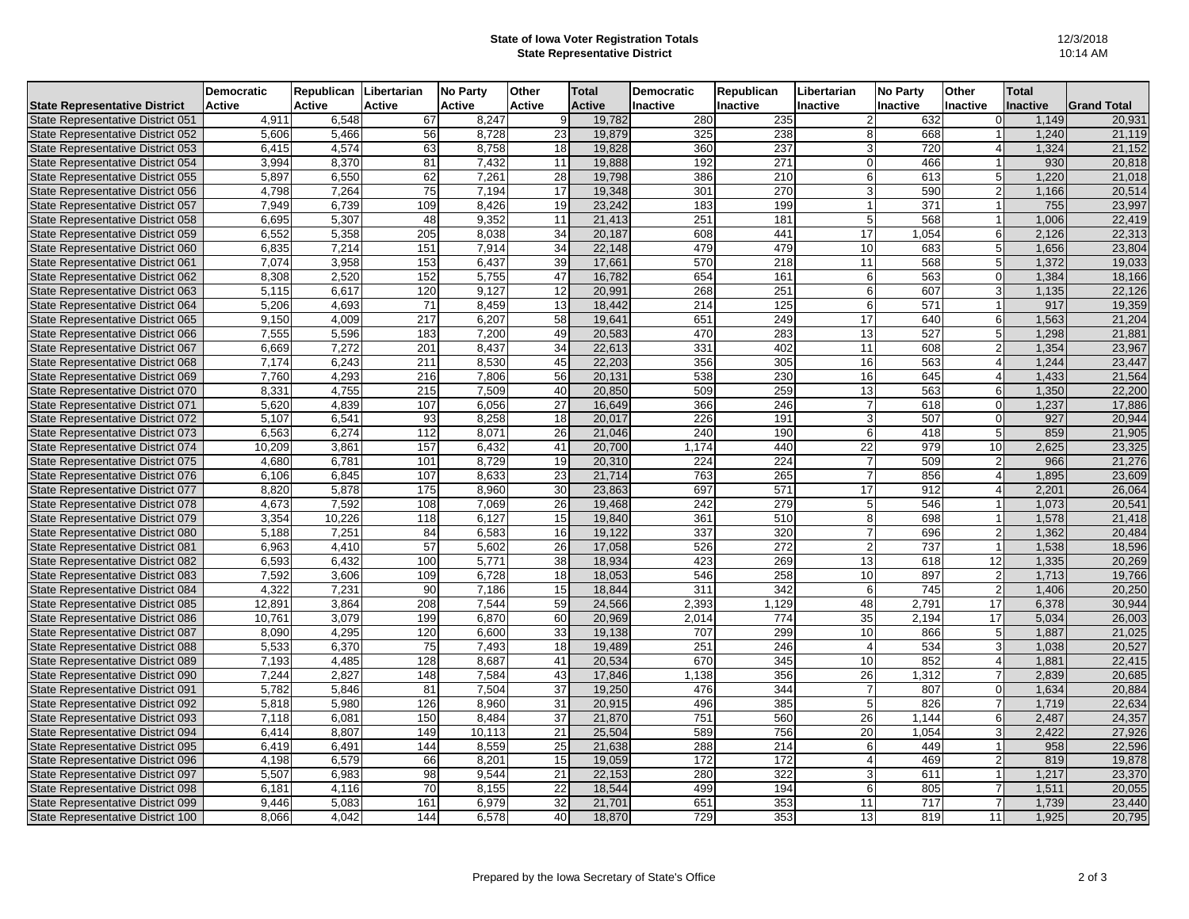**State of Iowa Voter Registration Totals**
**State Representative District**

12/3/2018
10:14 AM

| State Representative District | Democratic Active | Republican Active | Libertarian Active | No Party Active | Other Active | Total Active | Democratic Inactive | Republican Inactive | Libertarian Inactive | No Party Inactive | Other Inactive | Total Inactive | Grand Total |
|---|---|---|---|---|---|---|---|---|---|---|---|---|---|
| State Representative District 051 | 4,911 | 6,548 | 67 | 8,247 | 9 | 19,782 | 280 | 235 | 2 | 632 | 0 | 1,149 | 20,931 |
| State Representative District 052 | 5,606 | 5,466 | 56 | 8,728 | 23 | 19,879 | 325 | 238 | 8 | 668 | 1 | 1,240 | 21,119 |
| State Representative District 053 | 6,415 | 4,574 | 63 | 8,758 | 18 | 19,828 | 360 | 237 | 3 | 720 | 4 | 1,324 | 21,152 |
| State Representative District 054 | 3,994 | 8,370 | 81 | 7,432 | 11 | 19,888 | 192 | 271 | 0 | 466 | 1 | 930 | 20,818 |
| State Representative District 055 | 5,897 | 6,550 | 62 | 7,261 | 28 | 19,798 | 386 | 210 | 6 | 613 | 5 | 1,220 | 21,018 |
| State Representative District 056 | 4,798 | 7,264 | 75 | 7,194 | 17 | 19,348 | 301 | 270 | 3 | 590 | 2 | 1,166 | 20,514 |
| State Representative District 057 | 7,949 | 6,739 | 109 | 8,426 | 19 | 23,242 | 183 | 199 | 1 | 371 | 1 | 755 | 23,997 |
| State Representative District 058 | 6,695 | 5,307 | 48 | 9,352 | 11 | 21,413 | 251 | 181 | 5 | 568 | 1 | 1,006 | 22,419 |
| State Representative District 059 | 6,552 | 5,358 | 205 | 8,038 | 34 | 20,187 | 608 | 441 | 17 | 1,054 | 6 | 2,126 | 22,313 |
| State Representative District 060 | 6,835 | 7,214 | 151 | 7,914 | 34 | 22,148 | 479 | 479 | 10 | 683 | 5 | 1,656 | 23,804 |
| State Representative District 061 | 7,074 | 3,958 | 153 | 6,437 | 39 | 17,661 | 570 | 218 | 11 | 568 | 5 | 1,372 | 19,033 |
| State Representative District 062 | 8,308 | 2,520 | 152 | 5,755 | 47 | 16,782 | 654 | 161 | 6 | 563 | 0 | 1,384 | 18,166 |
| State Representative District 063 | 5,115 | 6,617 | 120 | 9,127 | 12 | 20,991 | 268 | 251 | 6 | 607 | 3 | 1,135 | 22,126 |
| State Representative District 064 | 5,206 | 4,693 | 71 | 8,459 | 13 | 18,442 | 214 | 125 | 6 | 571 | 1 | 917 | 19,359 |
| State Representative District 065 | 9,150 | 4,009 | 217 | 6,207 | 58 | 19,641 | 651 | 249 | 17 | 640 | 6 | 1,563 | 21,204 |
| State Representative District 066 | 7,555 | 5,596 | 183 | 7,200 | 49 | 20,583 | 470 | 283 | 13 | 527 | 5 | 1,298 | 21,881 |
| State Representative District 067 | 6,669 | 7,272 | 201 | 8,437 | 34 | 22,613 | 331 | 402 | 11 | 608 | 2 | 1,354 | 23,967 |
| State Representative District 068 | 7,174 | 6,243 | 211 | 8,530 | 45 | 22,203 | 356 | 305 | 16 | 563 | 4 | 1,244 | 23,447 |
| State Representative District 069 | 7,760 | 4,293 | 216 | 7,806 | 56 | 20,131 | 538 | 230 | 16 | 645 | 4 | 1,433 | 21,564 |
| State Representative District 070 | 8,331 | 4,755 | 215 | 7,509 | 40 | 20,850 | 509 | 259 | 13 | 563 | 6 | 1,350 | 22,200 |
| State Representative District 071 | 5,620 | 4,839 | 107 | 6,056 | 27 | 16,649 | 366 | 246 | 7 | 618 | 0 | 1,237 | 17,886 |
| State Representative District 072 | 5,107 | 6,541 | 93 | 8,258 | 18 | 20,017 | 226 | 191 | 3 | 507 | 0 | 927 | 20,944 |
| State Representative District 073 | 6,563 | 6,274 | 112 | 8,071 | 26 | 21,046 | 240 | 190 | 6 | 418 | 5 | 859 | 21,905 |
| State Representative District 074 | 10,209 | 3,861 | 157 | 6,432 | 41 | 20,700 | 1,174 | 440 | 22 | 979 | 10 | 2,625 | 23,325 |
| State Representative District 075 | 4,680 | 6,781 | 101 | 8,729 | 19 | 20,310 | 224 | 224 | 7 | 509 | 2 | 966 | 21,276 |
| State Representative District 076 | 6,106 | 6,845 | 107 | 8,633 | 23 | 21,714 | 763 | 265 | 7 | 856 | 4 | 1,895 | 23,609 |
| State Representative District 077 | 8,820 | 5,878 | 175 | 8,960 | 30 | 23,863 | 697 | 571 | 17 | 912 | 4 | 2,201 | 26,064 |
| State Representative District 078 | 4,673 | 7,592 | 108 | 7,069 | 26 | 19,468 | 242 | 279 | 5 | 546 | 1 | 1,073 | 20,541 |
| State Representative District 079 | 3,354 | 10,226 | 118 | 6,127 | 15 | 19,840 | 361 | 510 | 8 | 698 | 1 | 1,578 | 21,418 |
| State Representative District 080 | 5,188 | 7,251 | 84 | 6,583 | 16 | 19,122 | 337 | 320 | 7 | 696 | 2 | 1,362 | 20,484 |
| State Representative District 081 | 6,963 | 4,410 | 57 | 5,602 | 26 | 17,058 | 526 | 272 | 2 | 737 | 1 | 1,538 | 18,596 |
| State Representative District 082 | 6,593 | 6,432 | 100 | 5,771 | 38 | 18,934 | 423 | 269 | 13 | 618 | 12 | 1,335 | 20,269 |
| State Representative District 083 | 7,592 | 3,606 | 109 | 6,728 | 18 | 18,053 | 546 | 258 | 10 | 897 | 2 | 1,713 | 19,766 |
| State Representative District 084 | 4,322 | 7,231 | 90 | 7,186 | 15 | 18,844 | 311 | 342 | 6 | 745 | 2 | 1,406 | 20,250 |
| State Representative District 085 | 12,891 | 3,864 | 208 | 7,544 | 59 | 24,566 | 2,393 | 1,129 | 48 | 2,791 | 17 | 6,378 | 30,944 |
| State Representative District 086 | 10,761 | 3,079 | 199 | 6,870 | 60 | 20,969 | 2,014 | 774 | 35 | 2,194 | 17 | 5,034 | 26,003 |
| State Representative District 087 | 8,090 | 4,295 | 120 | 6,600 | 33 | 19,138 | 707 | 299 | 10 | 866 | 5 | 1,887 | 21,025 |
| State Representative District 088 | 5,533 | 6,370 | 75 | 7,493 | 18 | 19,489 | 251 | 246 | 4 | 534 | 3 | 1,038 | 20,527 |
| State Representative District 089 | 7,193 | 4,485 | 128 | 8,687 | 41 | 20,534 | 670 | 345 | 10 | 852 | 4 | 1,881 | 22,415 |
| State Representative District 090 | 7,244 | 2,827 | 148 | 7,584 | 43 | 17,846 | 1,138 | 356 | 26 | 1,312 | 7 | 2,839 | 20,685 |
| State Representative District 091 | 5,782 | 5,846 | 81 | 7,504 | 37 | 19,250 | 476 | 344 | 7 | 807 | 0 | 1,634 | 20,884 |
| State Representative District 092 | 5,818 | 5,980 | 126 | 8,960 | 31 | 20,915 | 496 | 385 | 5 | 826 | 7 | 1,719 | 22,634 |
| State Representative District 093 | 7,118 | 6,081 | 150 | 8,484 | 37 | 21,870 | 751 | 560 | 26 | 1,144 | 6 | 2,487 | 24,357 |
| State Representative District 094 | 6,414 | 8,807 | 149 | 10,113 | 21 | 25,504 | 589 | 756 | 20 | 1,054 | 3 | 2,422 | 27,926 |
| State Representative District 095 | 6,419 | 6,491 | 144 | 8,559 | 25 | 21,638 | 288 | 214 | 6 | 449 | 1 | 958 | 22,596 |
| State Representative District 096 | 4,198 | 6,579 | 66 | 8,201 | 15 | 19,059 | 172 | 172 | 4 | 469 | 2 | 819 | 19,878 |
| State Representative District 097 | 5,507 | 6,983 | 98 | 9,544 | 21 | 22,153 | 280 | 322 | 3 | 611 | 1 | 1,217 | 23,370 |
| State Representative District 098 | 6,181 | 4,116 | 70 | 8,155 | 22 | 18,544 | 499 | 194 | 6 | 805 | 7 | 1,511 | 20,055 |
| State Representative District 099 | 9,446 | 5,083 | 161 | 6,979 | 32 | 21,701 | 651 | 353 | 11 | 717 | 7 | 1,739 | 23,440 |
| State Representative District 100 | 8,066 | 4,042 | 144 | 6,578 | 40 | 18,870 | 729 | 353 | 13 | 819 | 11 | 1,925 | 20,795 |

Prepared by the Iowa Secretary of State's Office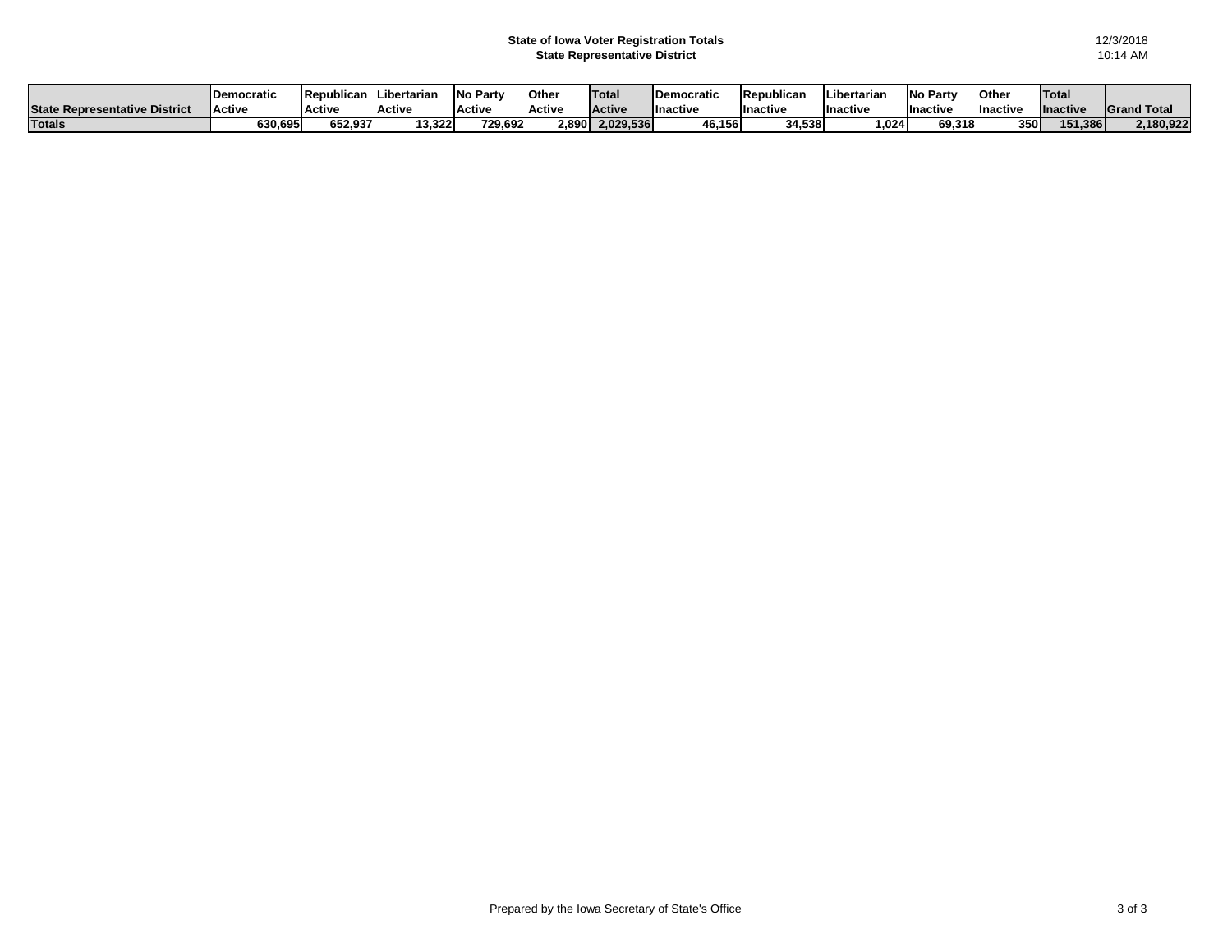**State of Iowa Voter Registration Totals**
**State Representative District**

12/3/2018
10:14 AM

| State Representative District | Democratic Active | Republican Active | Libertarian Active | No Party Active | Other Active | Total Active | Democratic Inactive | Republican Inactive | Libertarian Inactive | No Party Inactive | Other Inactive | Total Inactive | Grand Total |
|---|---|---|---|---|---|---|---|---|---|---|---|---|---|
| **Totals** | **630,695** | **652,937** | **13,322** | **729,692** | **2,890** | **2,029,536** | **46,156** | **34,538** | **1,024** | **69,318** | **350** | **151,386** | **2,180,922** |

Prepared by the Iowa Secretary of State's Office